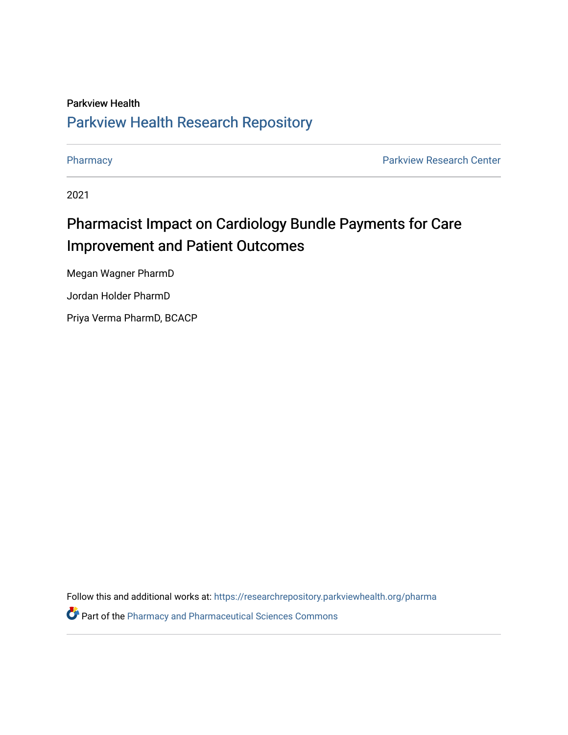Parkview Health

# Parkview Health Research Repository

Pharmacy | Parkview Research Center

2021

## Pharmacist Impact on Cardiology Bundle Payments for Care Improvement and Patient Outcomes

Megan Wagner PharmD

Jordan Holder PharmD

Priya Verma PharmD, BCACP

Follow this and additional works at: https://researchrepository.parkviewhealth.org/pharma

Part of the Pharmacy and Pharmaceutical Sciences Commons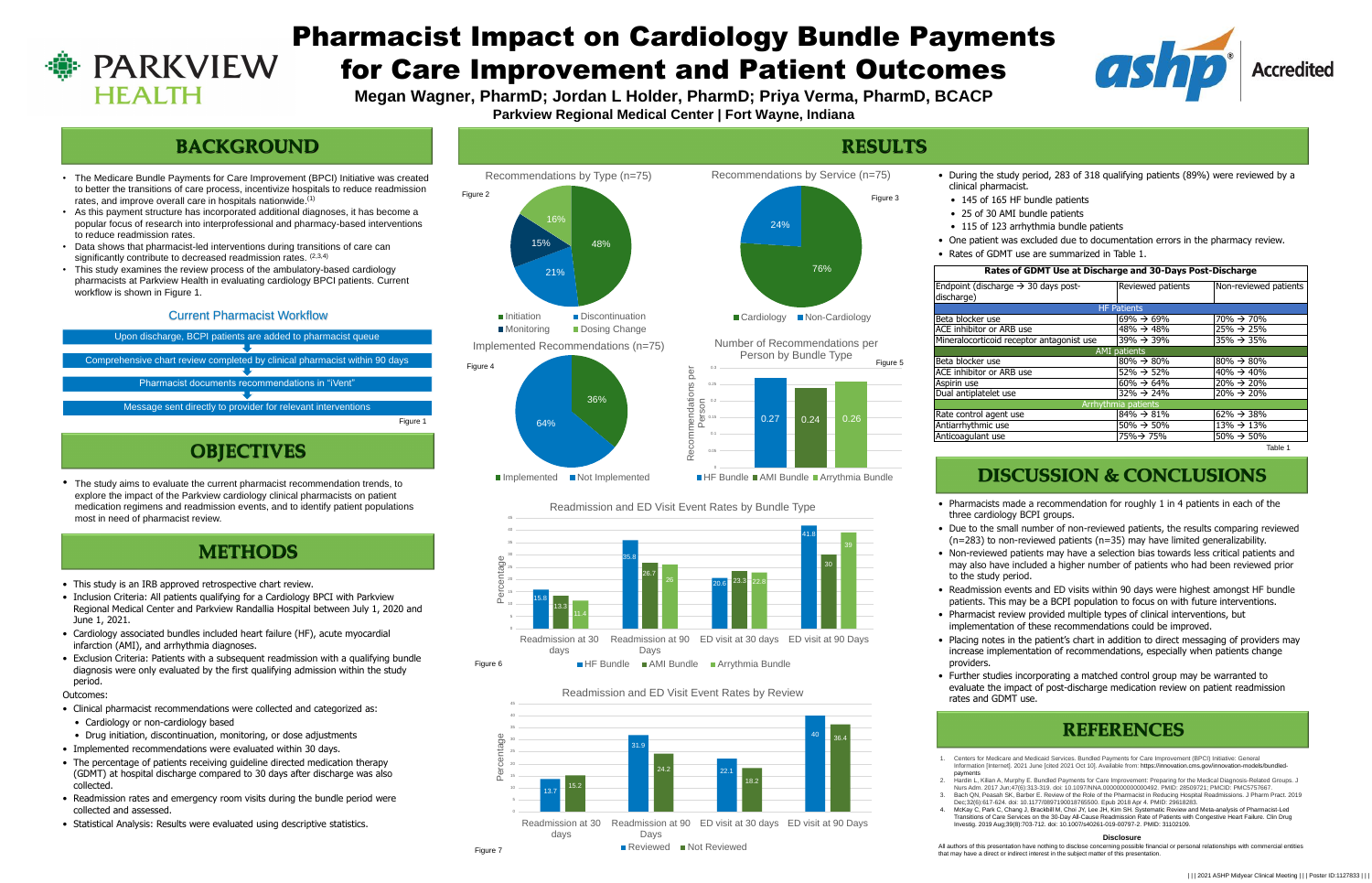# Pharmacist Impact on Cardiology Bundle Payments for Care Improvement and Patient Outcomes

PARKVIEW HEALTH

ashp® Accredited

**Megan Wagner, PharmD; Jordan L Holder, PharmD; Priya Verma, PharmD, BCACP**

**Parkview Regional Medical Center | Fort Wayne, Indiana**

## BACKGROUND

- The Medicare Bundle Payments for Care Improvement (BPCI) Initiative was created to better the transitions of care process, incentivize hospitals to reduce readmission rates, and improve overall care in hospitals nationwide.[1]
- As this payment structure has incorporated additional diagnoses, it has become a popular focus of research into interprofessional and pharmacy-based interventions to reduce readmission rates.
- Data shows that pharmacist-led interventions during transitions of care can significantly contribute to decreased readmission rates. [2,3,4]
- This study examines the review process of the ambulatory-based cardiology pharmacists at Parkview Health in evaluating cardiology BPCI patients. Current workflow is shown in Figure 1.

### Current Pharmacist Workflow

Upon discharge, BCPI patients are added to pharmacist queue

Comprehensive chart review completed by clinical pharmacist within 90 days

Pharmacist documents recommendations in "iVent"

Message sent directly to provider for relevant interventions

Figure 1

## OBJECTIVES

- The study aims to evaluate the current pharmacist recommendation trends, to explore the impact of the Parkview cardiology clinical pharmacists on patient medication regimens and readmission events, and to identify patient populations most in need of pharmacist review.

## METHODS

- This study is an IRB approved retrospective chart review.
- Inclusion Criteria: All patients qualifying for a Cardiology BPCI with Parkview Regional Medical Center and Parkview Randallia Hospital between July 1, 2020 and June 1, 2021.
- Cardiology associated bundles included heart failure (HF), acute myocardial infarction (AMI), and arrhythmia diagnoses.
- Exclusion Criteria: Patients with a subsequent readmission with a qualifying bundle diagnosis were only evaluated by the first qualifying admission within the study period.

Outcomes:

- Clinical pharmacist recommendations were collected and categorized as:
  - Cardiology or non-cardiology based
  - Drug initiation, discontinuation, monitoring, or dose adjustments
- Implemented recommendations were evaluated within 30 days.
- The percentage of patients receiving guideline directed medication therapy (GDMT) at hospital discharge compared to 30 days after discharge was also collected.
- Readmission rates and emergency room visits during the bundle period were collected and assessed.
- Statistical Analysis: Results were evaluated using descriptive statistics.

## RESULTS

Recommendations by Type (n=75)

Figure 2

48%
21%
15%
16%

Initiation, Discontinuation, Monitoring, Dosing Change

Recommendations by Service (n=75)

Figure 3

76%
24%

Cardiology, Non-Cardiology

Implemented Recommendations (n=75)

Figure 4

36%
64%

Implemented, Not Implemented

Number of Recommendations per Person by Bundle Type

Figure 5

Recommendations per Person

0.27
0.24
0.26

HF Bundle, AMI Bundle, Arrythmia Bundle

Readmission and ED Visit Event Rates by Bundle Type

Figure 6

Percentage

Readmission at 30 days: 15.8, 13.3, 11.4
Readmission at 90 Days: 35.8, 26.7, 26
ED visit at 30 days: 20.6, 23.3, 22.8
ED visit at 90 Days: 41.8, 30, 39

HF Bundle, AMI Bundle, Arrythmia Bundle

Readmission and ED Visit Event Rates by Review

Figure 7

Percentage

Readmission at 30 days: 13.7, 15.2
Readmission at 90 Days: 31.9, 24.2
ED visit at 30 days: 22.1, 18.2
ED visit at 90 Days: 40, 36.4

Reviewed, Not Reviewed

- During the study period, 283 of 318 qualifying patients (89%) were reviewed by a clinical pharmacist.
  - 145 of 165 HF bundle patients
  - 25 of 30 AMI bundle patients
  - 115 of 123 arrhythmia bundle patients
- One patient was excluded due to documentation errors in the pharmacy review.
- Rates of GDMT use are summarized in Table 1.

**Rates of GDMT Use at Discharge and 30-Days Post-Discharge**

| Endpoint (discharge → 30 days post-discharge) | Reviewed patients | Non-reviewed patients |
|---|---|---|
| HF Patients | | |
| Beta blocker use | 69% → 69% | 70% → 70% |
| ACE inhibitor or ARB use | 48% → 48% | 25% → 25% |
| Mineralocorticoid receptor antagonist use | 39% → 39% | 35% → 35% |
| AMI patients | | |
| Beta blocker use | 80% → 80% | 80% → 80% |
| ACE inhibitor or ARB use | 52% → 52% | 40% → 40% |
| Aspirin use | 60% → 64% | 20% → 20% |
| Dual antiplatelet use | 32% → 24% | 20% → 20% |
| Arrhythmia patients | | |
| Rate control agent use | 84% → 81% | 62% → 38% |
| Antiarrhythmic use | 50% → 50% | 13% → 13% |
| Anticoagulant use | 75%→ 75% | 50% → 50% |

Table 1

## DISCUSSION & CONCLUSIONS

- Pharmacists made a recommendation for roughly 1 in 4 patients in each of the three cardiology BCPI groups.
- Due to the small number of non-reviewed patients, the results comparing reviewed (n=283) to non-reviewed patients (n=35) may have limited generalizability.
- Non-reviewed patients may have a selection bias towards less critical patients and may also have included a higher number of patients who had been reviewed prior to the study period.
- Readmission events and ED visits within 90 days were highest amongst HF bundle patients. This may be a BCPI population to focus on with future interventions.
- Pharmacist review provided multiple types of clinical interventions, but implementation of these recommendations could be improved.
- Placing notes in the patient's chart in addition to direct messaging of providers may increase implementation of recommendations, especially when patients change providers.
- Further studies incorporating a matched control group may be warranted to evaluate the impact of post-discharge medication review on patient readmission rates and GDMT use.

## REFERENCES

1. Centers for Medicare and Medicaid Services. Bundled Payments for Care Improvement (BPCI) Initiative: General Information [Internet]. 2021 June [cited 2021 Oct 10]. Available from: https://innovation.cms.gov/innovation-models/bundled-payments
2. Hardin L, Kilian A, Murphy E. Bundled Payments for Care Improvement: Preparing for the Medical Diagnosis-Related Groups. J Nurs Adm. 2017 Jun;47(6):313-319. doi: 10.1097/NNA.0000000000000492. PMID: 28509721; PMCID: PMC5757667.
3. Bach QN, Peasah SK, Barber E. Review of the Role of the Pharmacist in Reducing Hospital Readmissions. J Pharm Pract. 2019 Dec;32(6):617-624. doi: 10.1177/0897190018765500. Epub 2018 Apr 4. PMID: 29618283.
4. McKay C, Park C, Chang J, Brackbill M, Choi JY, Lee JH, Kim SH. Systematic Review and Meta-analysis of Pharmacist-Led Transitions of Care Services on the 30-Day All-Cause Readmission Rate of Patients with Congestive Heart Failure. Clin Drug Investig. 2019 Aug;39(8):703-712. doi: 10.1007/s40261-019-00797-2. PMID: 31102109.

**Disclosure**

All authors of this presentation have nothing to disclose concerning possible financial or personal relationships with commercial entities that may have a direct or indirect interest in the subject matter of this presentation.

| | | 2021 ASHP Midyear Clinical Meeting | | | Poster ID:1127833 | | |